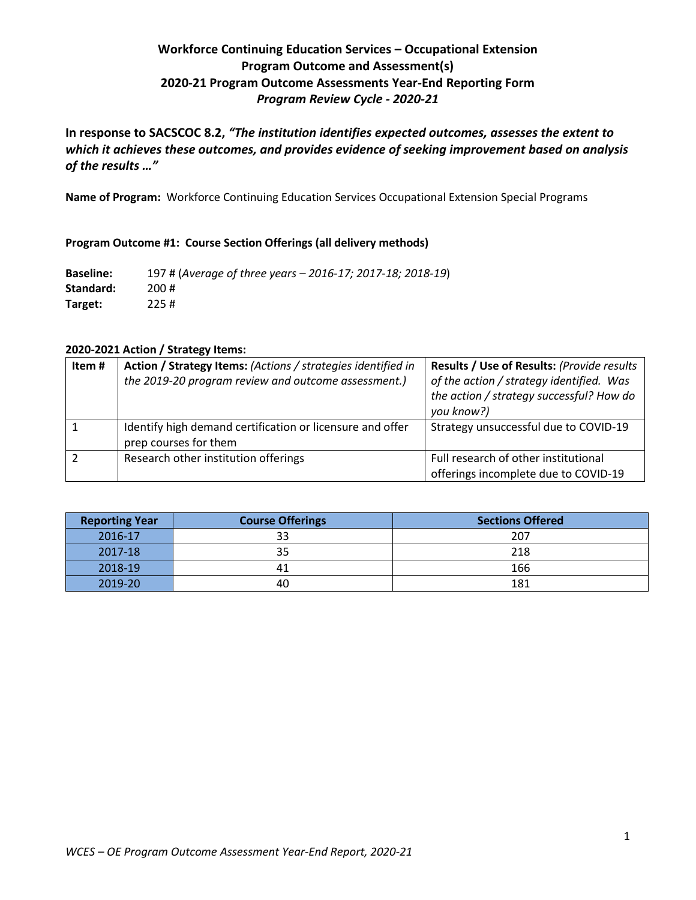# Workforce Continuing Education Services – Occupational Extension
## Program Outcome and Assessment(s)
## 2020-21 Program Outcome Assessments Year-End Reporting Form
### *Program Review Cycle - 2020-21*

**In response to SACSCOC 8.2, *"The institution identifies expected outcomes, assesses the extent to which it achieves these outcomes, and provides evidence of seeking improvement based on analysis of the results …"***

**Name of Program:** Workforce Continuing Education Services Occupational Extension Special Programs

**Program Outcome #1: Course Section Offerings (all delivery methods)**

**Baseline:** 197 # (*Average of three years – 2016-17; 2017-18; 2018-19*)
**Standard:** 200 #
**Target:** 225 #

**2020-2021 Action / Strategy Items:**

| Item # | **Action / Strategy Items:** *(Actions / strategies identified in the 2019-20 program review and outcome assessment.)* | **Results / Use of Results:** *(Provide results of the action / strategy identified. Was the action / strategy successful? How do you know?)* |
|---|---|---|
| 1 | Identify high demand certification or licensure and offer prep courses for them | Strategy unsuccessful due to COVID-19 |
| 2 | Research other institution offerings | Full research of other institutional offerings incomplete due to COVID-19 |

| Reporting Year | Course Offerings | Sections Offered |
|---|---|---|
| 2016-17 | 33 | 207 |
| 2017-18 | 35 | 218 |
| 2018-19 | 41 | 166 |
| 2019-20 | 40 | 181 |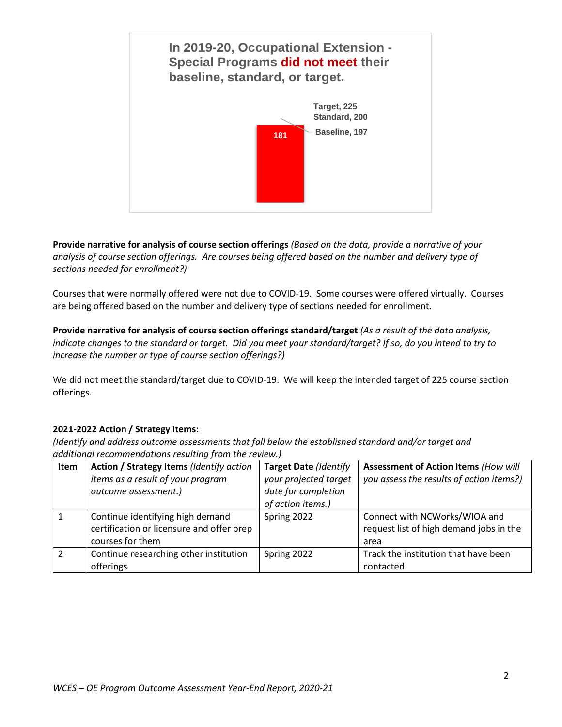**In 2019-20, Occupational Extension - Special Programs did not meet their baseline, standard, or target.**

Target, 225
Standard, 200
Baseline, 197
181

**Provide narrative for analysis of course section offerings** *(Based on the data, provide a narrative of your analysis of course section offerings. Are courses being offered based on the number and delivery type of sections needed for enrollment?)*

Courses that were normally offered were not due to COVID-19. Some courses were offered virtually. Courses are being offered based on the number and delivery type of sections needed for enrollment.

**Provide narrative for analysis of course section offerings standard/target** *(As a result of the data analysis, indicate changes to the standard or target. Did you meet your standard/target? If so, do you intend to try to increase the number or type of course section offerings?)*

We did not meet the standard/target due to COVID-19. We will keep the intended target of 225 course section offerings.

**2021-2022 Action / Strategy Items:**

*(Identify and address outcome assessments that fall below the established standard and/or target and additional recommendations resulting from the review.)*

| Item | **Action / Strategy Items** *(Identify action items as a result of your program outcome assessment.)* | **Target Date** *(Identify your projected target date for completion of action items.)* | **Assessment of Action Items** *(How will you assess the results of action items?)* |
|---|---|---|---|
| 1 | Continue identifying high demand certification or licensure and offer prep courses for them | Spring 2022 | Connect with NCWorks/WIOA and request list of high demand jobs in the area |
| 2 | Continue researching other institution offerings | Spring 2022 | Track the institution that have been contacted |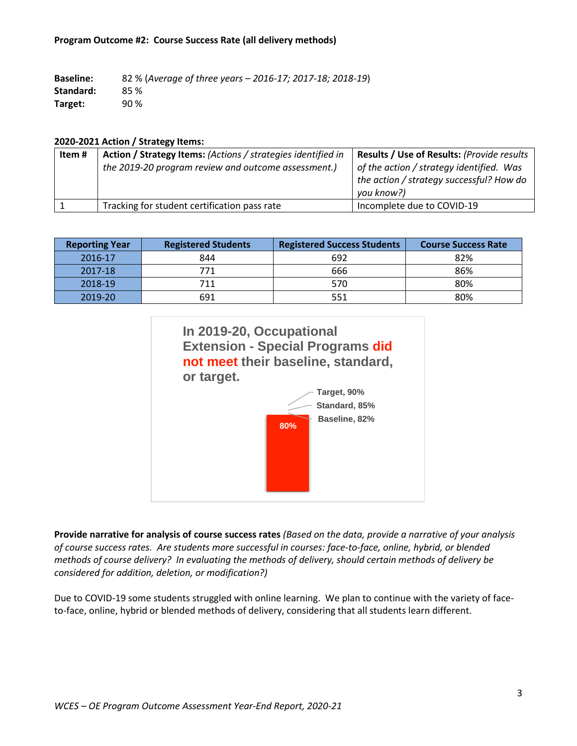**Program Outcome #2: Course Success Rate (all delivery methods)**

**Baseline:** 82 % (*Average of three years – 2016-17; 2017-18; 2018-19*)
**Standard:** 85 %
**Target:** 90 %

**2020-2021 Action / Strategy Items:**

| Item # | **Action / Strategy Items:** *(Actions / strategies identified in the 2019-20 program review and outcome assessment.)* | **Results / Use of Results:** *(Provide results of the action / strategy identified. Was the action / strategy successful? How do you know?)* |
|---|---|---|
| 1 | Tracking for student certification pass rate | Incomplete due to COVID-19 |

| Reporting Year | Registered Students | Registered Success Students | Course Success Rate |
|---|---|---|---|
| 2016-17 | 844 | 692 | 82% |
| 2017-18 | 771 | 666 | 86% |
| 2018-19 | 711 | 570 | 80% |
| 2019-20 | 691 | 551 | 80% |

In 2019-20, Occupational Extension - Special Programs **did not meet** their baseline, standard, or target.

Target, 90%
Standard, 85%
Baseline, 82%
80%

**Provide narrative for analysis of course success rates** *(Based on the data, provide a narrative of your analysis of course success rates. Are students more successful in courses: face-to-face, online, hybrid, or blended methods of course delivery? In evaluating the methods of delivery, should certain methods of delivery be considered for addition, deletion, or modification?)*

Due to COVID-19 some students struggled with online learning. We plan to continue with the variety of face-to-face, online, hybrid or blended methods of delivery, considering that all students learn different.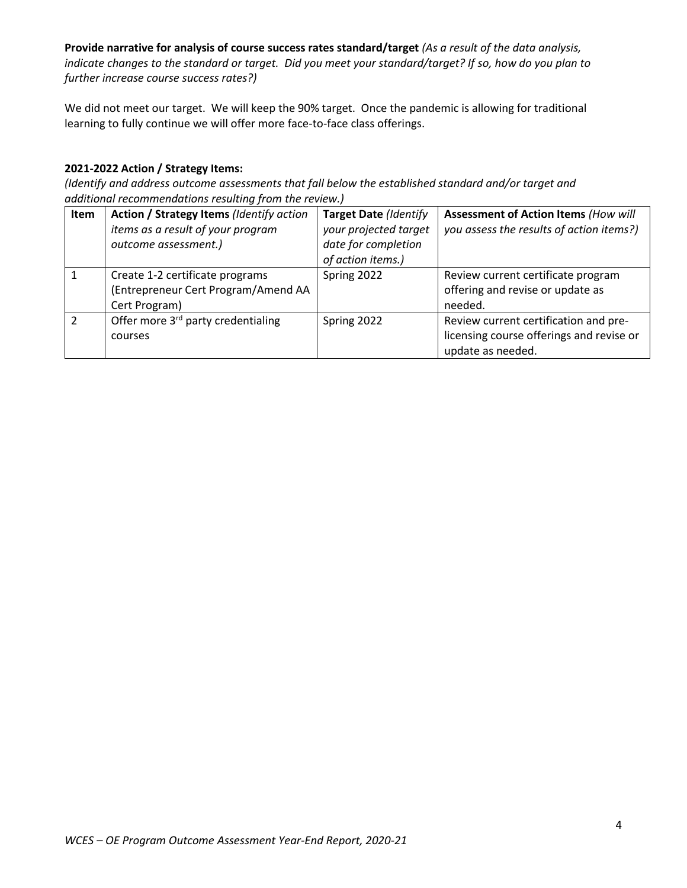**Provide narrative for analysis of course success rates standard/target** *(As a result of the data analysis, indicate changes to the standard or target. Did you meet your standard/target? If so, how do you plan to further increase course success rates?)*

We did not meet our target. We will keep the 90% target. Once the pandemic is allowing for traditional learning to fully continue we will offer more face-to-face class offerings.

**2021-2022 Action / Strategy Items:**

*(Identify and address outcome assessments that fall below the established standard and/or target and additional recommendations resulting from the review.)*

| Item | **Action / Strategy Items** *(Identify action items as a result of your program outcome assessment.)* | **Target Date** *(Identify your projected target date for completion of action items.)* | **Assessment of Action Items** *(How will you assess the results of action items?)* |
|---|---|---|---|
| 1 | Create 1-2 certificate programs (Entrepreneur Cert Program/Amend AA Cert Program) | Spring 2022 | Review current certificate program offering and revise or update as needed. |
| 2 | Offer more 3rd party credentialing courses | Spring 2022 | Review current certification and pre-licensing course offerings and revise or update as needed. |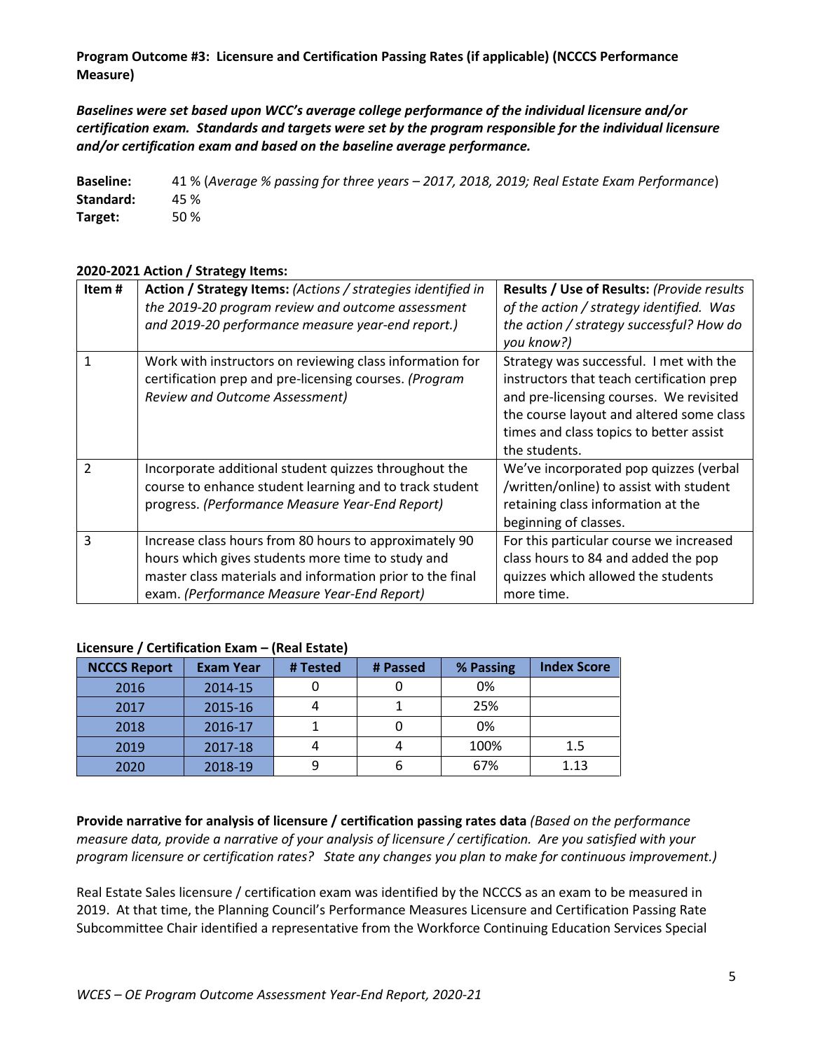**Program Outcome #3: Licensure and Certification Passing Rates (if applicable) (NCCCS Performance Measure)**

***Baselines were set based upon WCC's average college performance of the individual licensure and/or certification exam. Standards and targets were set by the program responsible for the individual licensure and/or certification exam and based on the baseline average performance.***

**Baseline:** 41 % (*Average % passing for three years – 2017, 2018, 2019; Real Estate Exam Performance*)
**Standard:** 45 %
**Target:** 50 %

**2020-2021 Action / Strategy Items:**

| Item # | **Action / Strategy Items:** *(Actions / strategies identified in the 2019-20 program review and outcome assessment and 2019-20 performance measure year-end report.)* | **Results / Use of Results:** *(Provide results of the action / strategy identified. Was the action / strategy successful? How do you know?)* |
|---|---|---|
| 1 | Work with instructors on reviewing class information for certification prep and pre-licensing courses. *(Program Review and Outcome Assessment)* | Strategy was successful. I met with the instructors that teach certification prep and pre-licensing courses. We revisited the course layout and altered some class times and class topics to better assist the students. |
| 2 | Incorporate additional student quizzes throughout the course to enhance student learning and to track student progress. *(Performance Measure Year-End Report)* | We've incorporated pop quizzes (verbal /written/online) to assist with student retaining class information at the beginning of classes. |
| 3 | Increase class hours from 80 hours to approximately 90 hours which gives students more time to study and master class materials and information prior to the final exam. *(Performance Measure Year-End Report)* | For this particular course we increased class hours to 84 and added the pop quizzes which allowed the students more time. |

**Licensure / Certification Exam – (Real Estate)**

| NCCCS Report | Exam Year | # Tested | # Passed | % Passing | Index Score |
|---|---|---|---|---|---|
| 2016 | 2014-15 | 0 | 0 | 0% | |
| 2017 | 2015-16 | 4 | 1 | 25% | |
| 2018 | 2016-17 | 1 | 0 | 0% | |
| 2019 | 2017-18 | 4 | 4 | 100% | 1.5 |
| 2020 | 2018-19 | 9 | 6 | 67% | 1.13 |

**Provide narrative for analysis of licensure / certification passing rates data** *(Based on the performance measure data, provide a narrative of your analysis of licensure / certification. Are you satisfied with your program licensure or certification rates? State any changes you plan to make for continuous improvement.)*

Real Estate Sales licensure / certification exam was identified by the NCCCS as an exam to be measured in 2019. At that time, the Planning Council's Performance Measures Licensure and Certification Passing Rate Subcommittee Chair identified a representative from the Workforce Continuing Education Services Special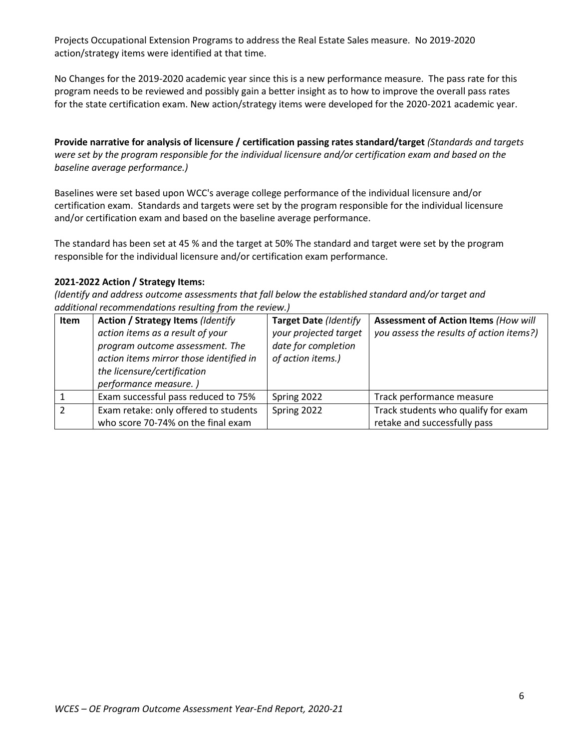Projects Occupational Extension Programs to address the Real Estate Sales measure. No 2019-2020 action/strategy items were identified at that time.

No Changes for the 2019-2020 academic year since this is a new performance measure. The pass rate for this program needs to be reviewed and possibly gain a better insight as to how to improve the overall pass rates for the state certification exam. New action/strategy items were developed for the 2020-2021 academic year.

**Provide narrative for analysis of licensure / certification passing rates standard/target** *(Standards and targets were set by the program responsible for the individual licensure and/or certification exam and based on the baseline average performance.)*

Baselines were set based upon WCC's average college performance of the individual licensure and/or certification exam. Standards and targets were set by the program responsible for the individual licensure and/or certification exam and based on the baseline average performance.

The standard has been set at 45 % and the target at 50% The standard and target were set by the program responsible for the individual licensure and/or certification exam performance.

**2021-2022 Action / Strategy Items:**

*(Identify and address outcome assessments that fall below the established standard and/or target and additional recommendations resulting from the review.)*

| Item | Action / Strategy Items *(Identify action items as a result of your program outcome assessment. The action items mirror those identified in the licensure/certification performance measure. )* | Target Date *(Identify your projected target date for completion of action items.)* | Assessment of Action Items *(How will you assess the results of action items?)* |
|---|---|---|---|
| 1 | Exam successful pass reduced to 75% | Spring 2022 | Track performance measure |
| 2 | Exam retake: only offered to students who score 70-74% on the final exam | Spring 2022 | Track students who qualify for exam retake and successfully pass |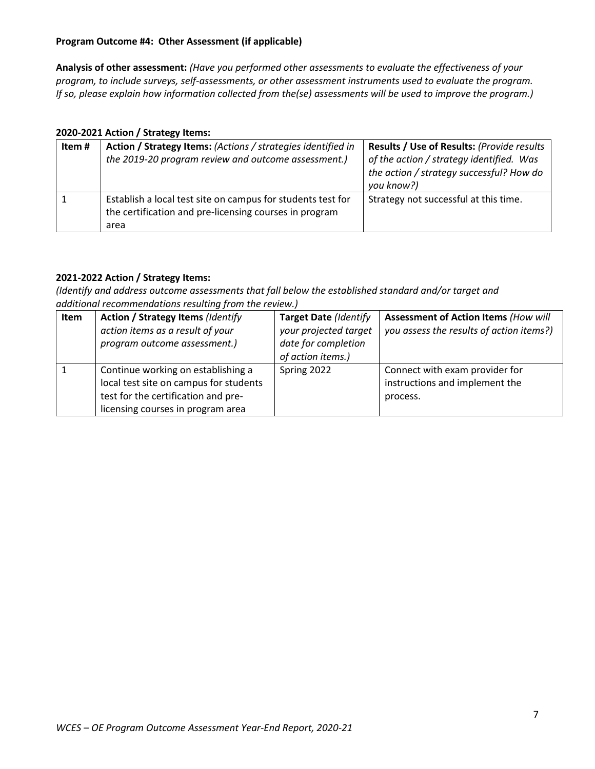**Program Outcome #4: Other Assessment (if applicable)**

**Analysis of other assessment:** *(Have you performed other assessments to evaluate the effectiveness of your program, to include surveys, self-assessments, or other assessment instruments used to evaluate the program. If so, please explain how information collected from the(se) assessments will be used to improve the program.)*

**2020-2021 Action / Strategy Items:**

| Item # | **Action / Strategy Items:** *(Actions / strategies identified in the 2019-20 program review and outcome assessment.)* | **Results / Use of Results:** *(Provide results of the action / strategy identified. Was the action / strategy successful? How do you know?)* |
|---|---|---|
| 1 | Establish a local test site on campus for students test for the certification and pre-licensing courses in program area | Strategy not successful at this time. |

**2021-2022 Action / Strategy Items:**

*(Identify and address outcome assessments that fall below the established standard and/or target and additional recommendations resulting from the review.)*

| Item | **Action / Strategy Items** *(Identify action items as a result of your program outcome assessment.)* | **Target Date** *(Identify your projected target date for completion of action items.)* | **Assessment of Action Items** *(How will you assess the results of action items?)* |
|---|---|---|---|
| 1 | Continue working on establishing a local test site on campus for students test for the certification and pre-licensing courses in program area | Spring 2022 | Connect with exam provider for instructions and implement the process. |